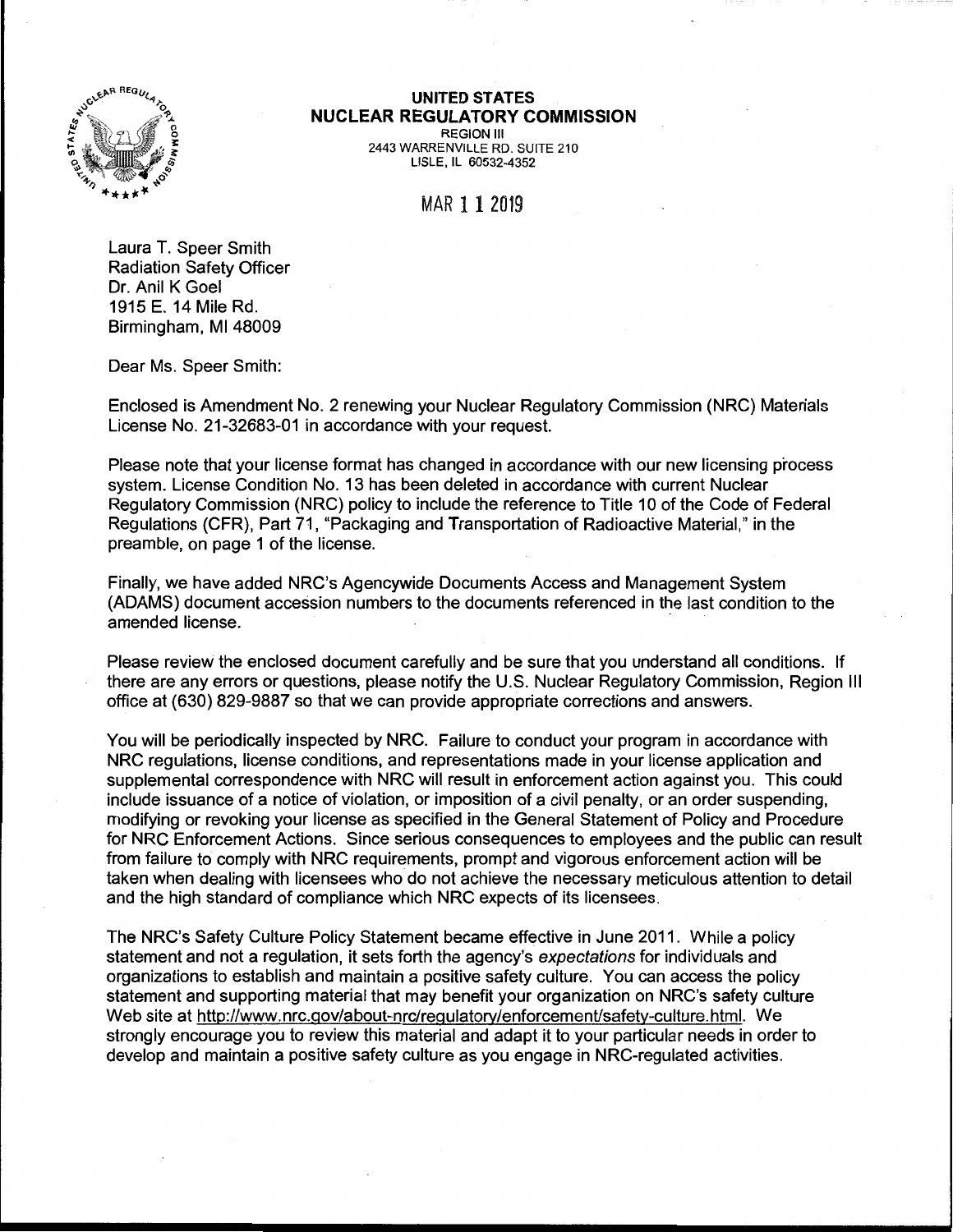**UNITED STATES**
**NUCLEAR REGULATORY COMMISSION**
REGION III
2443 WARRENVILLE RD. SUITE 210
LISLE, IL 60532-4352

MAR 11 2019

Laura T. Speer Smith
Radiation Safety Officer
Dr. Anil K Goel
1915 E. 14 Mile Rd.
Birmingham, MI 48009

Dear Ms. Speer Smith:

Enclosed is Amendment No. 2 renewing your Nuclear Regulatory Commission (NRC) Materials License No. 21-32683-01 in accordance with your request.

Please note that your license format has changed in accordance with our new licensing process system. License Condition No. 13 has been deleted in accordance with current Nuclear Regulatory Commission (NRC) policy to include the reference to Title 10 of the Code of Federal Regulations (CFR), Part 71, "Packaging and Transportation of Radioactive Material," in the preamble, on page 1 of the license.

Finally, we have added NRC's Agencywide Documents Access and Management System (ADAMS) document accession numbers to the documents referenced in the last condition to the amended license.

Please review the enclosed document carefully and be sure that you understand all conditions. If there are any errors or questions, please notify the U.S. Nuclear Regulatory Commission, Region III office at (630) 829-9887 so that we can provide appropriate corrections and answers.

You will be periodically inspected by NRC. Failure to conduct your program in accordance with NRC regulations, license conditions, and representations made in your license application and supplemental correspondence with NRC will result in enforcement action against you. This could include issuance of a notice of violation, or imposition of a civil penalty, or an order suspending, modifying or revoking your license as specified in the General Statement of Policy and Procedure for NRC Enforcement Actions. Since serious consequences to employees and the public can result from failure to comply with NRC requirements, prompt and vigorous enforcement action will be taken when dealing with licensees who do not achieve the necessary meticulous attention to detail and the high standard of compliance which NRC expects of its licensees.

The NRC's Safety Culture Policy Statement became effective in June 2011. While a policy statement and not a regulation, it sets forth the agency's *expectations* for individuals and organizations to establish and maintain a positive safety culture. You can access the policy statement and supporting material that may benefit your organization on NRC's safety culture Web site at http://www.nrc.gov/about-nrc/regulatory/enforcement/safety-culture.html. We strongly encourage you to review this material and adapt it to your particular needs in order to develop and maintain a positive safety culture as you engage in NRC-regulated activities.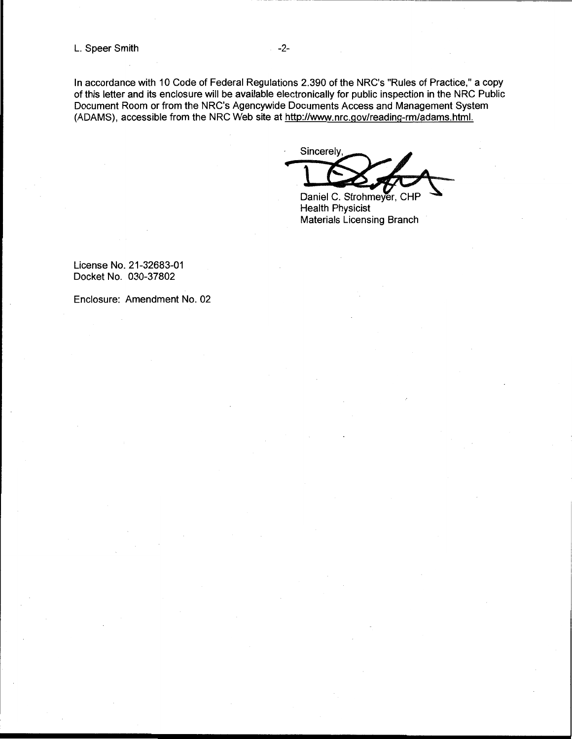In accordance with 10 Code of Federal Regulations 2.390 of the NRC's "Rules of Practice," a copy of this letter and its enclosure will be available electronically for public inspection in the NRC Public Document Room or from the NRC's Agencywide Documents Access and Management System (ADAMS), accessible from the NRC Web site at http://www.nrc.gov/reading-rm/adams.html.

Sincerely,

Daniel C. Strohmeyer, CHP
Health Physicist
Materials Licensing Branch

License No. 21-32683-01
Docket No. 030-37802

Enclosure: Amendment No. 02